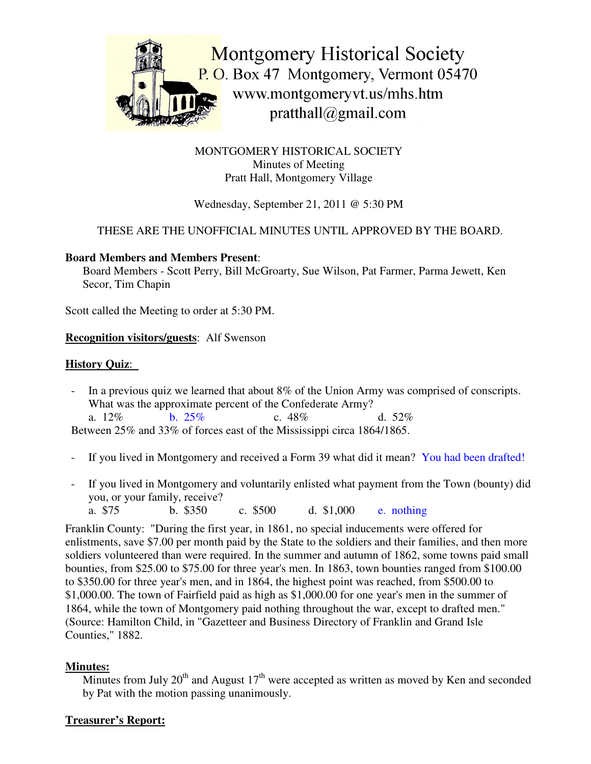Montgomery Historical Society
P. O. Box 47 Montgomery, Vermont 05470
www.montgomeryvt.us/mhs.htm
pratthall@gmail.com

MONTGOMERY HISTORICAL SOCIETY
Minutes of Meeting
Pratt Hall, Montgomery Village

Wednesday, September 21, 2011 @ 5:30 PM

THESE ARE THE UNOFFICIAL MINUTES UNTIL APPROVED BY THE BOARD.

**Board Members and Members Present**:

Board Members - Scott Perry, Bill McGroarty, Sue Wilson, Pat Farmer, Parma Jewett, Ken Secor, Tim Chapin

Scott called the Meeting to order at 5:30 PM.

**Recognition visitors/guests**: Alf Swenson

**History Quiz**:

- In a previous quiz we learned that about 8% of the Union Army was comprised of conscripts. What was the approximate percent of the Confederate Army?
  a. 12% b. 25% c. 48% d. 52%

Between 25% and 33% of forces east of the Mississippi circa 1864/1865.

- If you lived in Montgomery and received a Form 39 what did it mean? You had been drafted!

- If you lived in Montgomery and voluntarily enlisted what payment from the Town (bounty) did you, or your family, receive?
  a. $75 b. $350 c. $500 d. $1,000 e. nothing

Franklin County: "During the first year, in 1861, no special inducements were offered for enlistments, save $7.00 per month paid by the State to the soldiers and their families, and then more soldiers volunteered than were required. In the summer and autumn of 1862, some towns paid small bounties, from $25.00 to $75.00 for three year's men. In 1863, town bounties ranged from $100.00 to $350.00 for three year's men, and in 1864, the highest point was reached, from $500.00 to $1,000.00. The town of Fairfield paid as high as $1,000.00 for one year's men in the summer of 1864, while the town of Montgomery paid nothing throughout the war, except to drafted men." (Source: Hamilton Child, in "Gazetteer and Business Directory of Franklin and Grand Isle Counties," 1882.

**Minutes:**

Minutes from July 20th and August 17th were accepted as written as moved by Ken and seconded by Pat with the motion passing unanimously.

**Treasurer's Report:**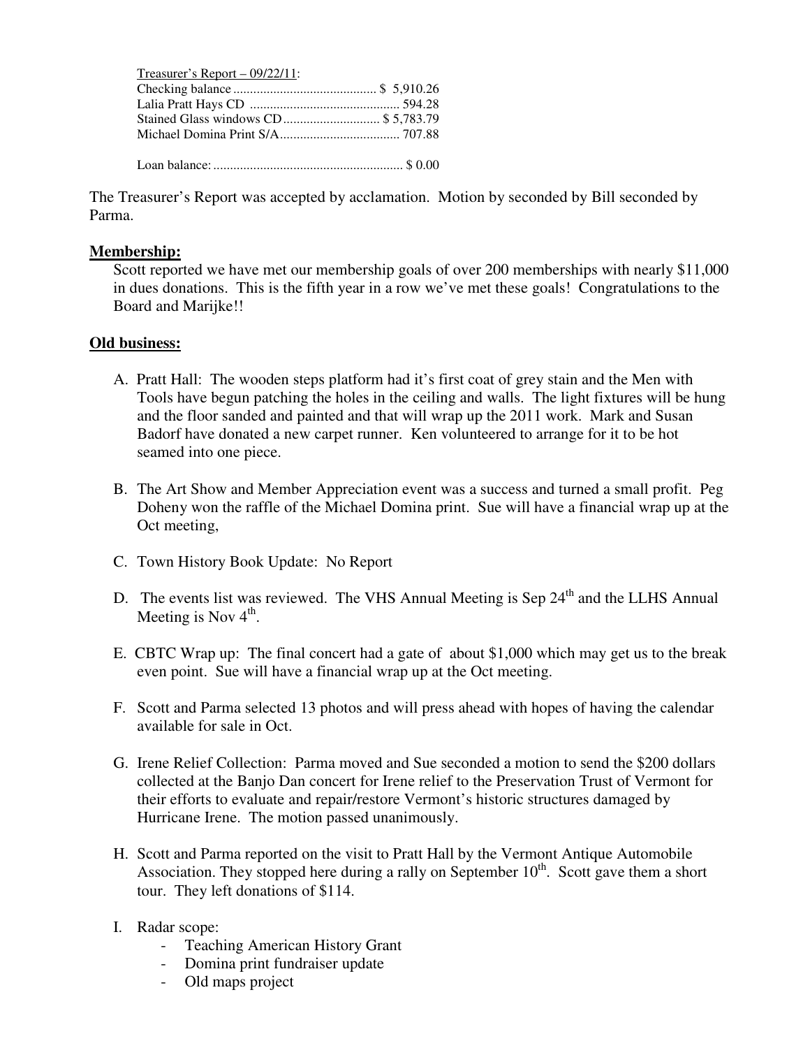Treasurer's Report – 09/22/11:

| | |
|---|---|
| Checking balance | $ 5,910.26 |
| Lalia Pratt Hays CD | 594.28 |
| Stained Glass windows CD | $ 5,783.79 |
| Michael Domina Print S/A | 707.88 |
| | |
| Loan balance: | $ 0.00 |

The Treasurer's Report was accepted by acclamation. Motion by seconded by Bill seconded by Parma.

**Membership:**

Scott reported we have met our membership goals of over 200 memberships with nearly $11,000 in dues donations. This is the fifth year in a row we've met these goals! Congratulations to the Board and Marijke!!

**Old business:**

A. Pratt Hall: The wooden steps platform had it's first coat of grey stain and the Men with Tools have begun patching the holes in the ceiling and walls. The light fixtures will be hung and the floor sanded and painted and that will wrap up the 2011 work. Mark and Susan Badorf have donated a new carpet runner. Ken volunteered to arrange for it to be hot seamed into one piece.

B. The Art Show and Member Appreciation event was a success and turned a small profit. Peg Doheny won the raffle of the Michael Domina print. Sue will have a financial wrap up at the Oct meeting,

C. Town History Book Update: No Report

D. The events list was reviewed. The VHS Annual Meeting is Sep 24th and the LLHS Annual Meeting is Nov 4th.

E. CBTC Wrap up: The final concert had a gate of about $1,000 which may get us to the break even point. Sue will have a financial wrap up at the Oct meeting.

F. Scott and Parma selected 13 photos and will press ahead with hopes of having the calendar available for sale in Oct.

G. Irene Relief Collection: Parma moved and Sue seconded a motion to send the $200 dollars collected at the Banjo Dan concert for Irene relief to the Preservation Trust of Vermont for their efforts to evaluate and repair/restore Vermont's historic structures damaged by Hurricane Irene. The motion passed unanimously.

H. Scott and Parma reported on the visit to Pratt Hall by the Vermont Antique Automobile Association. They stopped here during a rally on September 10th. Scott gave them a short tour. They left donations of $114.

I. Radar scope:
   - Teaching American History Grant
   - Domina print fundraiser update
   - Old maps project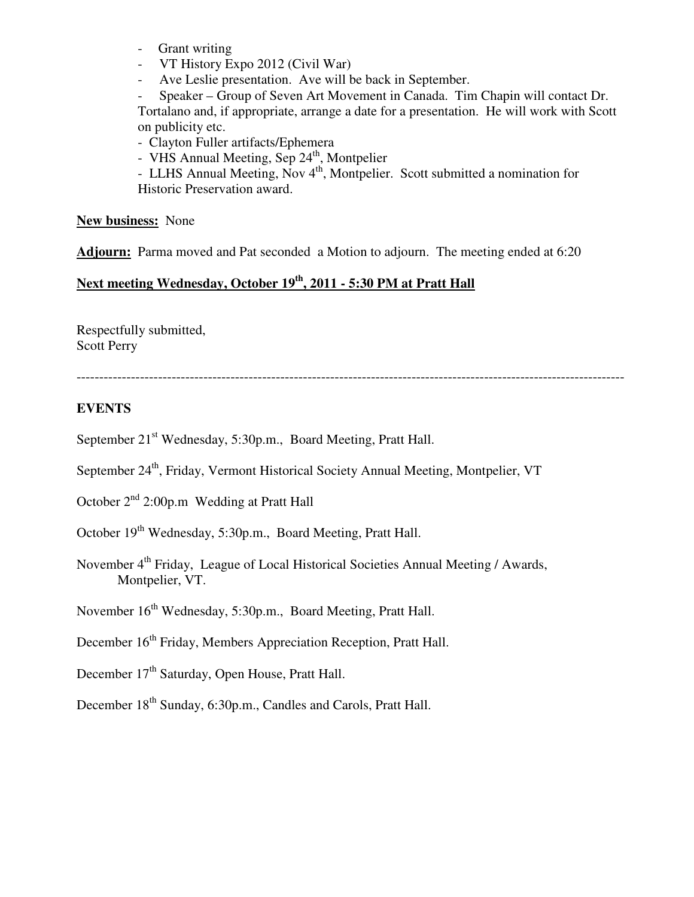- Grant writing
- VT History Expo 2012 (Civil War)
- Ave Leslie presentation. Ave will be back in September.
- Speaker – Group of Seven Art Movement in Canada. Tim Chapin will contact Dr. Tortalano and, if appropriate, arrange a date for a presentation. He will work with Scott on publicity etc.
- Clayton Fuller artifacts/Ephemera
- VHS Annual Meeting, Sep 24th, Montpelier
- LLHS Annual Meeting, Nov 4th, Montpelier. Scott submitted a nomination for Historic Preservation award.

**New business:** None

**Adjourn:** Parma moved and Pat seconded a Motion to adjourn. The meeting ended at 6:20

**Next meeting Wednesday, October 19th, 2011 - 5:30 PM at Pratt Hall**

Respectfully submitted,
Scott Perry

---

**EVENTS**

September 21st Wednesday, 5:30p.m., Board Meeting, Pratt Hall.

September 24th, Friday, Vermont Historical Society Annual Meeting, Montpelier, VT

October 2nd 2:00p.m Wedding at Pratt Hall

October 19th Wednesday, 5:30p.m., Board Meeting, Pratt Hall.

November 4th Friday, League of Local Historical Societies Annual Meeting / Awards, Montpelier, VT.

November 16th Wednesday, 5:30p.m., Board Meeting, Pratt Hall.

December 16th Friday, Members Appreciation Reception, Pratt Hall.

December 17th Saturday, Open House, Pratt Hall.

December 18th Sunday, 6:30p.m., Candles and Carols, Pratt Hall.